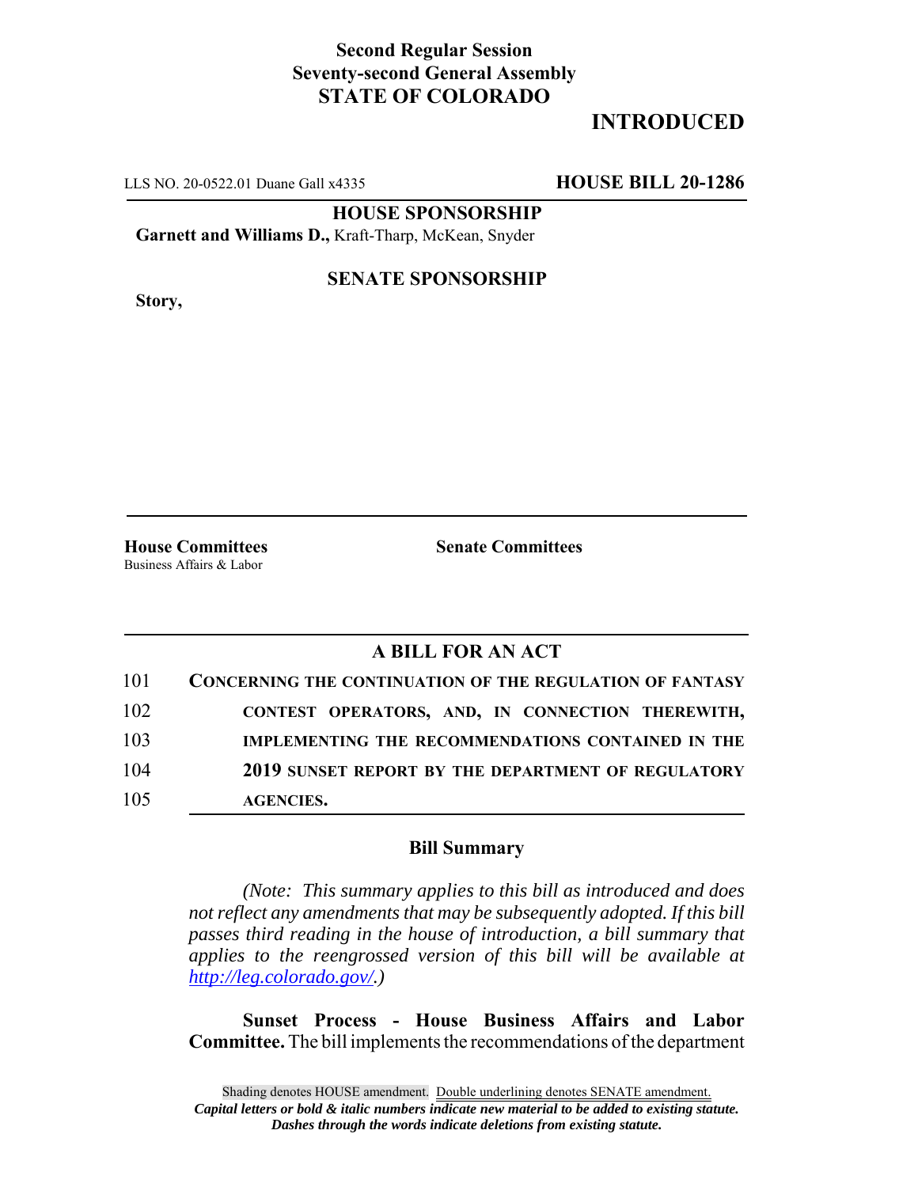**Second Regular Session**
**Seventy-second General Assembly**
**STATE OF COLORADO**

# INTRODUCED

LLS NO. 20-0522.01 Duane Gall x4335 **HOUSE BILL 20-1286**

**HOUSE SPONSORSHIP**

**Garnett and Williams D.,** Kraft-Tharp, McKean, Snyder

**SENATE SPONSORSHIP**

**Story,**

**House Committees**
Business Affairs & Labor

**Senate Committees**

## A BILL FOR AN ACT

101 **CONCERNING THE CONTINUATION OF THE REGULATION OF FANTASY**
102 **CONTEST OPERATORS, AND, IN CONNECTION THEREWITH,**
103 **IMPLEMENTING THE RECOMMENDATIONS CONTAINED IN THE**
104 **2019 SUNSET REPORT BY THE DEPARTMENT OF REGULATORY**
105 **AGENCIES.**

### Bill Summary

*(Note: This summary applies to this bill as introduced and does not reflect any amendments that may be subsequently adopted. If this bill passes third reading in the house of introduction, a bill summary that applies to the reengrossed version of this bill will be available at http://leg.colorado.gov/.)*

**Sunset Process - House Business Affairs and Labor Committee.** The bill implements the recommendations of the department

Shading denotes HOUSE amendment. Double underlining denotes SENATE amendment.
*Capital letters or bold & italic numbers indicate new material to be added to existing statute.*
*Dashes through the words indicate deletions from existing statute.*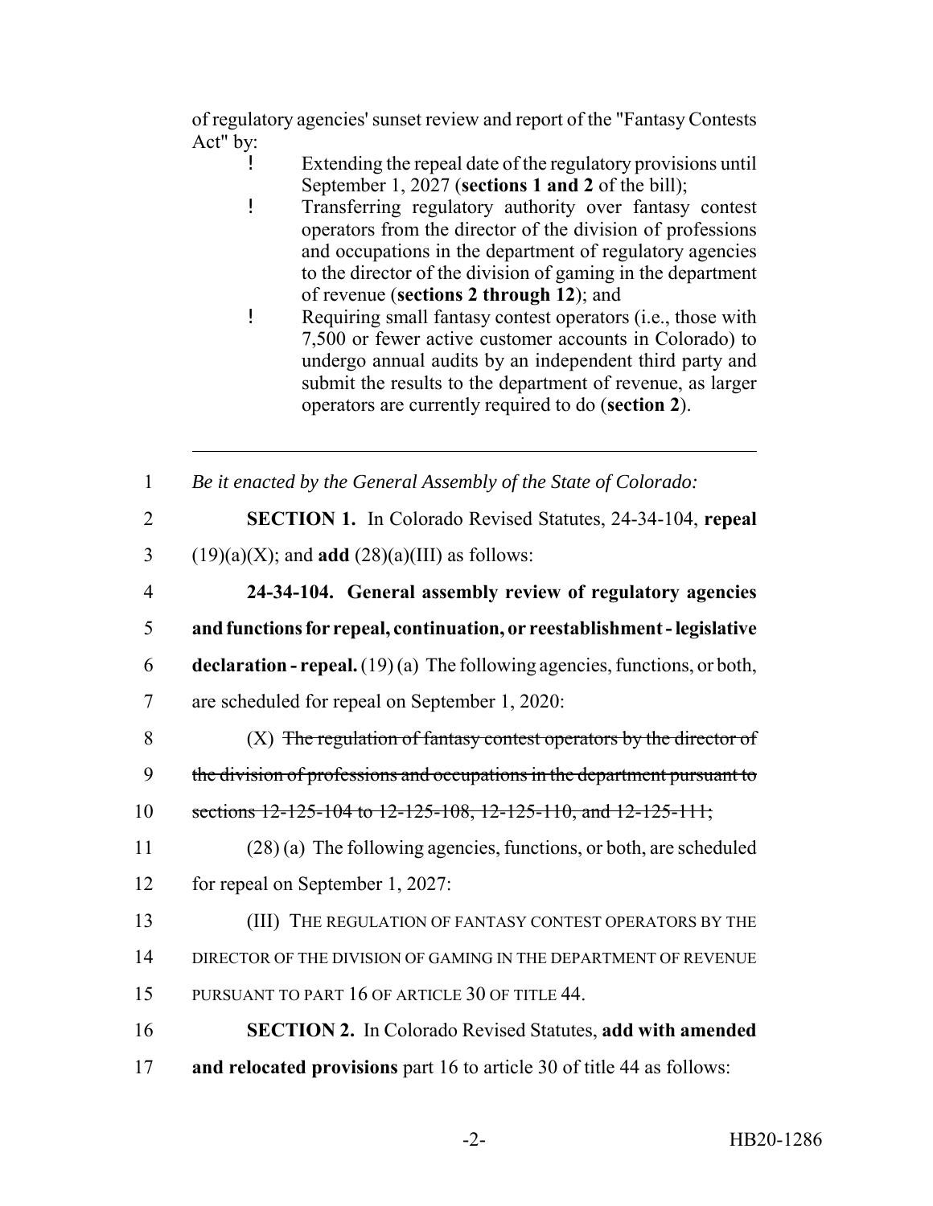of regulatory agencies' sunset review and report of the "Fantasy Contests Act" by:

- Extending the repeal date of the regulatory provisions until September 1, 2027 (**sections 1 and 2** of the bill);
- Transferring regulatory authority over fantasy contest operators from the director of the division of professions and occupations in the department of regulatory agencies to the director of the division of gaming in the department of revenue (**sections 2 through 12**); and
- Requiring small fantasy contest operators (i.e., those with 7,500 or fewer active customer accounts in Colorado) to undergo annual audits by an independent third party and submit the results to the department of revenue, as larger operators are currently required to do (**section 2**).

---

1 *Be it enacted by the General Assembly of the State of Colorado:*

2 **SECTION 1.** In Colorado Revised Statutes, 24-34-104, **repeal**
3 (19)(a)(X); and **add** (28)(a)(III) as follows:

4 **24-34-104. General assembly review of regulatory agencies**
5 **and functions for repeal, continuation, or reestablishment - legislative**
6 **declaration - repeal.** (19) (a) The following agencies, functions, or both,
7 are scheduled for repeal on September 1, 2020:

8 (X) ~~The regulation of fantasy contest operators by the director of~~
9 ~~the division of professions and occupations in the department pursuant to~~
10 ~~sections 12-125-104 to 12-125-108, 12-125-110, and 12-125-111;~~

11 (28) (a) The following agencies, functions, or both, are scheduled
12 for repeal on September 1, 2027:

13 (III) THE REGULATION OF FANTASY CONTEST OPERATORS BY THE
14 DIRECTOR OF THE DIVISION OF GAMING IN THE DEPARTMENT OF REVENUE
15 PURSUANT TO PART 16 OF ARTICLE 30 OF TITLE 44.

16 **SECTION 2.** In Colorado Revised Statutes, **add with amended**
17 **and relocated provisions** part 16 to article 30 of title 44 as follows: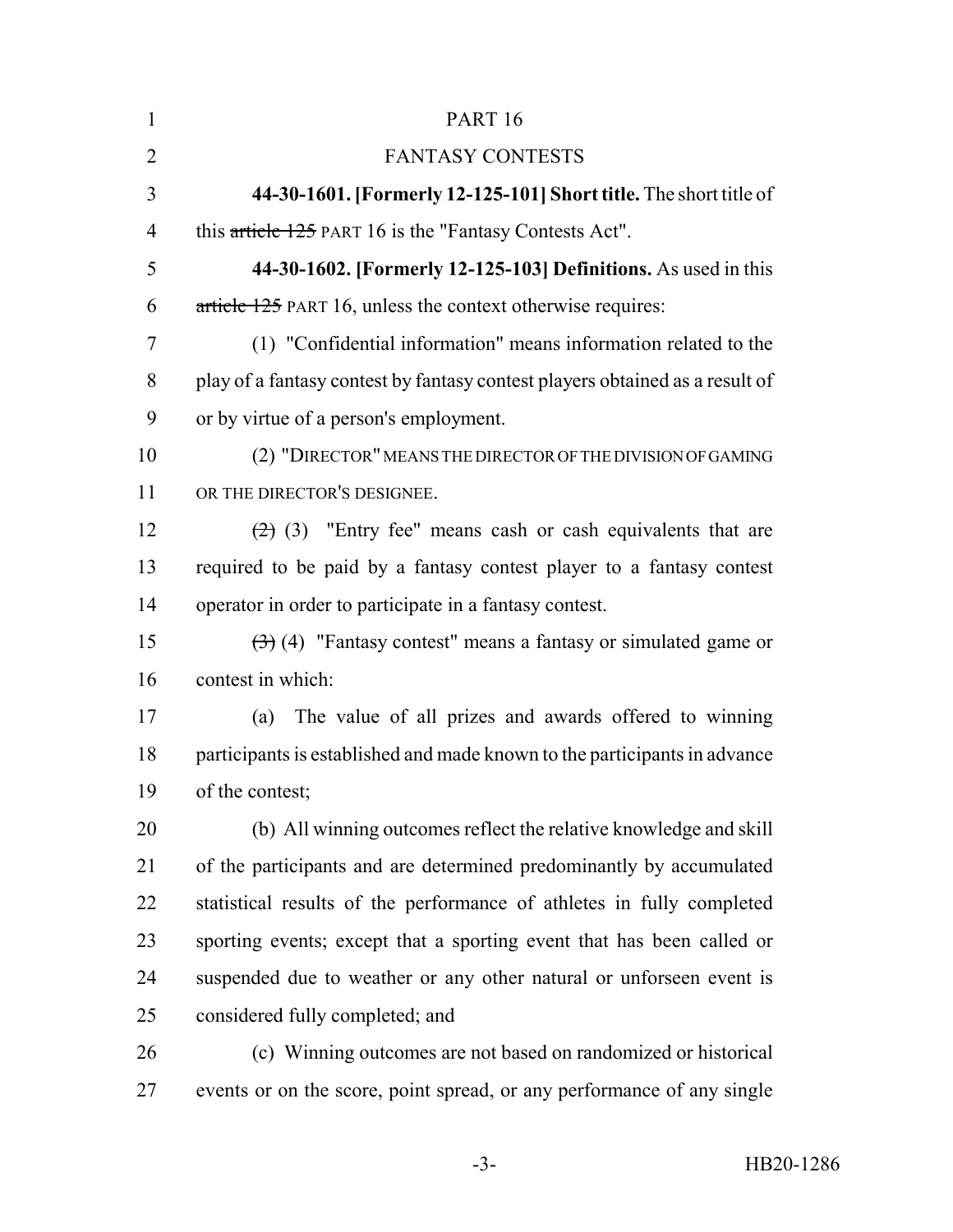PART 16

FANTASY CONTESTS

**44-30-1601. [Formerly 12-125-101] Short title.** The short title of this ~~article 125~~ PART 16 is the "Fantasy Contests Act".

**44-30-1602. [Formerly 12-125-103] Definitions.** As used in this ~~article 125~~ PART 16, unless the context otherwise requires:

(1) "Confidential information" means information related to the play of a fantasy contest by fantasy contest players obtained as a result of or by virtue of a person's employment.

(2) "DIRECTOR" MEANS THE DIRECTOR OF THE DIVISION OF GAMING OR THE DIRECTOR'S DESIGNEE.

~~(2)~~ (3) "Entry fee" means cash or cash equivalents that are required to be paid by a fantasy contest player to a fantasy contest operator in order to participate in a fantasy contest.

~~(3)~~ (4) "Fantasy contest" means a fantasy or simulated game or contest in which:

(a) The value of all prizes and awards offered to winning participants is established and made known to the participants in advance of the contest;

(b) All winning outcomes reflect the relative knowledge and skill of the participants and are determined predominantly by accumulated statistical results of the performance of athletes in fully completed sporting events; except that a sporting event that has been called or suspended due to weather or any other natural or unforseen event is considered fully completed; and

(c) Winning outcomes are not based on randomized or historical events or on the score, point spread, or any performance of any single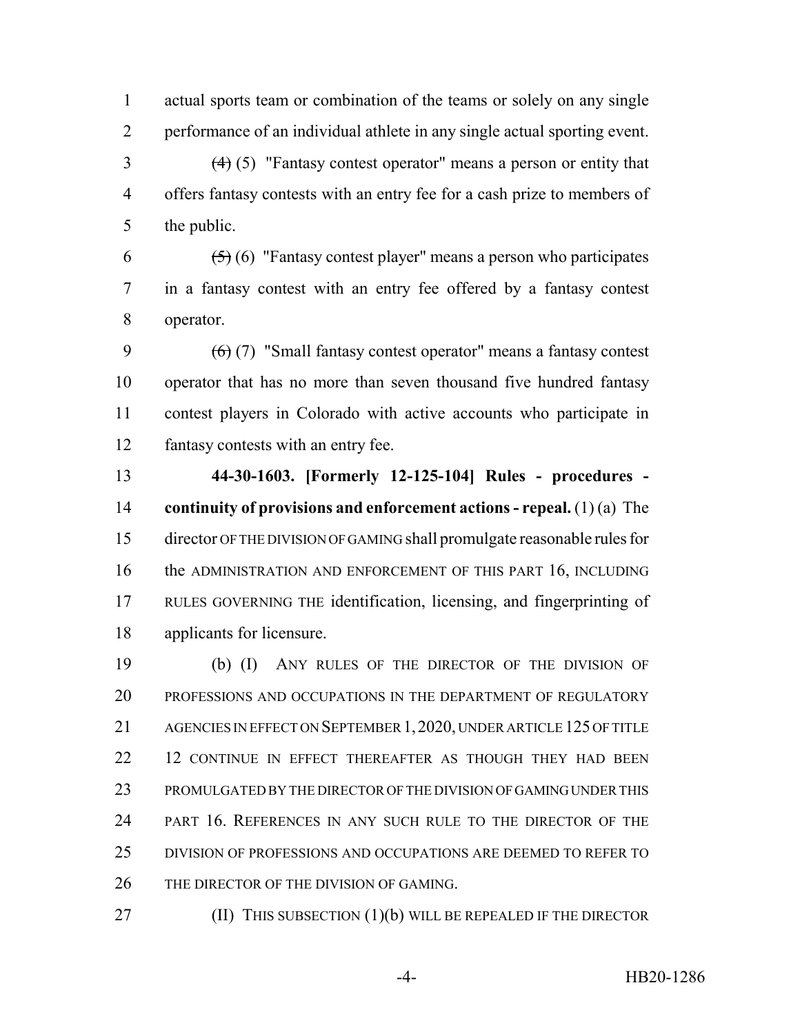actual sports team or combination of the teams or solely on any single performance of an individual athlete in any single actual sporting event.

~~(4)~~ (5) "Fantasy contest operator" means a person or entity that offers fantasy contests with an entry fee for a cash prize to members of the public.

~~(5)~~ (6) "Fantasy contest player" means a person who participates in a fantasy contest with an entry fee offered by a fantasy contest operator.

~~(6)~~ (7) "Small fantasy contest operator" means a fantasy contest operator that has no more than seven thousand five hundred fantasy contest players in Colorado with active accounts who participate in fantasy contests with an entry fee.

**44-30-1603. [Formerly 12-125-104] Rules - procedures - continuity of provisions and enforcement actions - repeal.** (1) (a) The director OF THE DIVISION OF GAMING shall promulgate reasonable rules for the ADMINISTRATION AND ENFORCEMENT OF THIS PART 16, INCLUDING RULES GOVERNING THE identification, licensing, and fingerprinting of applicants for licensure.

(b) (I) ANY RULES OF THE DIRECTOR OF THE DIVISION OF PROFESSIONS AND OCCUPATIONS IN THE DEPARTMENT OF REGULATORY AGENCIES IN EFFECT ON SEPTEMBER 1, 2020, UNDER ARTICLE 125 OF TITLE 12 CONTINUE IN EFFECT THEREAFTER AS THOUGH THEY HAD BEEN PROMULGATED BY THE DIRECTOR OF THE DIVISION OF GAMING UNDER THIS PART 16. REFERENCES IN ANY SUCH RULE TO THE DIRECTOR OF THE DIVISION OF PROFESSIONS AND OCCUPATIONS ARE DEEMED TO REFER TO THE DIRECTOR OF THE DIVISION OF GAMING.

(II) THIS SUBSECTION (1)(b) WILL BE REPEALED IF THE DIRECTOR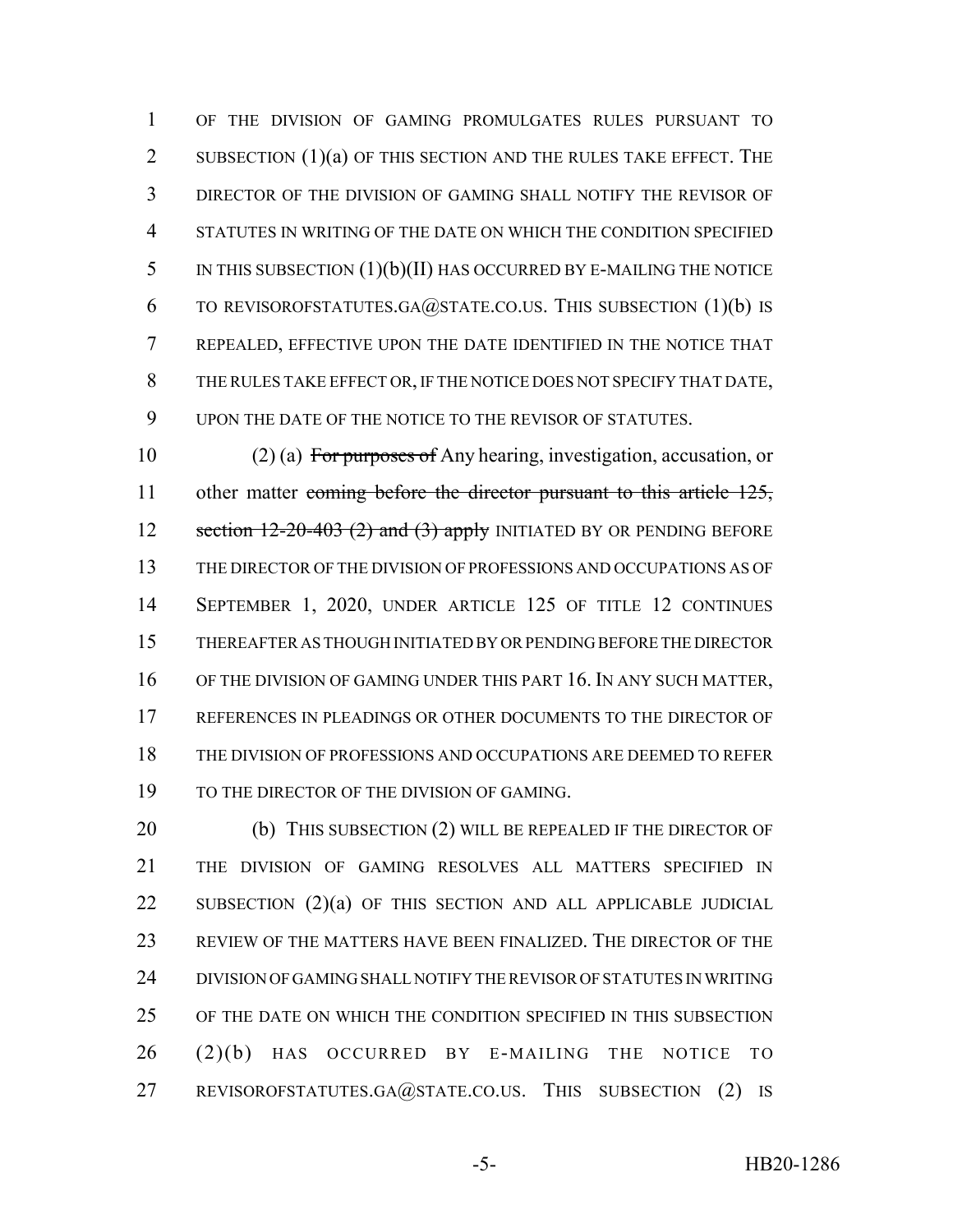OF THE DIVISION OF GAMING PROMULGATES RULES PURSUANT TO SUBSECTION (1)(a) OF THIS SECTION AND THE RULES TAKE EFFECT. THE DIRECTOR OF THE DIVISION OF GAMING SHALL NOTIFY THE REVISOR OF STATUTES IN WRITING OF THE DATE ON WHICH THE CONDITION SPECIFIED IN THIS SUBSECTION (1)(b)(II) HAS OCCURRED BY E-MAILING THE NOTICE TO REVISOROFSTATUTES.GA@STATE.CO.US. THIS SUBSECTION (1)(b) IS REPEALED, EFFECTIVE UPON THE DATE IDENTIFIED IN THE NOTICE THAT THE RULES TAKE EFFECT OR, IF THE NOTICE DOES NOT SPECIFY THAT DATE, UPON THE DATE OF THE NOTICE TO THE REVISOR OF STATUTES.

(2) (a) ~~For purposes of~~ Any hearing, investigation, accusation, or other matter ~~coming before the director pursuant to this article 125, section 12-20-403 (2) and (3) apply~~ INITIATED BY OR PENDING BEFORE THE DIRECTOR OF THE DIVISION OF PROFESSIONS AND OCCUPATIONS AS OF SEPTEMBER 1, 2020, UNDER ARTICLE 125 OF TITLE 12 CONTINUES THEREAFTER AS THOUGH INITIATED BY OR PENDING BEFORE THE DIRECTOR OF THE DIVISION OF GAMING UNDER THIS PART 16. IN ANY SUCH MATTER, REFERENCES IN PLEADINGS OR OTHER DOCUMENTS TO THE DIRECTOR OF THE DIVISION OF PROFESSIONS AND OCCUPATIONS ARE DEEMED TO REFER TO THE DIRECTOR OF THE DIVISION OF GAMING.

(b) THIS SUBSECTION (2) WILL BE REPEALED IF THE DIRECTOR OF THE DIVISION OF GAMING RESOLVES ALL MATTERS SPECIFIED IN SUBSECTION (2)(a) OF THIS SECTION AND ALL APPLICABLE JUDICIAL REVIEW OF THE MATTERS HAVE BEEN FINALIZED. THE DIRECTOR OF THE DIVISION OF GAMING SHALL NOTIFY THE REVISOR OF STATUTES IN WRITING OF THE DATE ON WHICH THE CONDITION SPECIFIED IN THIS SUBSECTION (2)(b) HAS OCCURRED BY E-MAILING THE NOTICE TO REVISOROFSTATUTES.GA@STATE.CO.US. THIS SUBSECTION (2) IS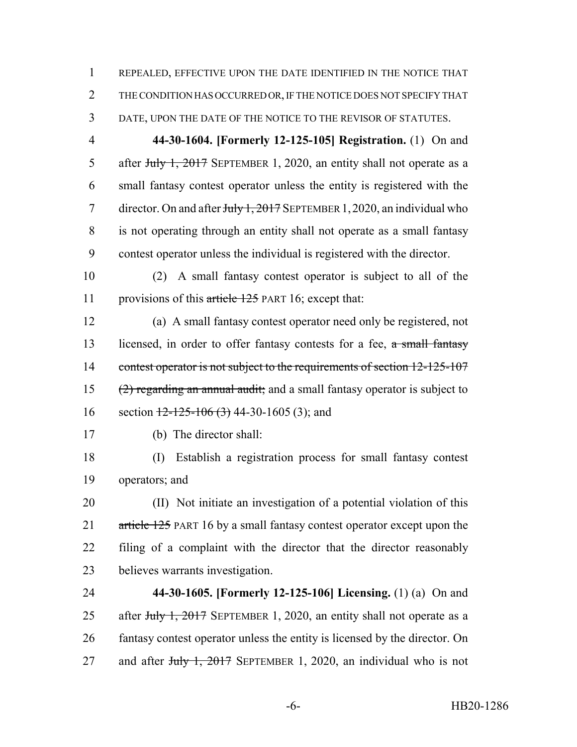REPEALED, EFFECTIVE UPON THE DATE IDENTIFIED IN THE NOTICE THAT THE CONDITION HAS OCCURRED OR, IF THE NOTICE DOES NOT SPECIFY THAT DATE, UPON THE DATE OF THE NOTICE TO THE REVISOR OF STATUTES.

**44-30-1604. [Formerly 12-125-105] Registration.** (1) On and after ~~July 1, 2017~~ SEPTEMBER 1, 2020, an entity shall not operate as a small fantasy contest operator unless the entity is registered with the director. On and after ~~July 1, 2017~~ SEPTEMBER 1, 2020, an individual who is not operating through an entity shall not operate as a small fantasy contest operator unless the individual is registered with the director.

(2) A small fantasy contest operator is subject to all of the provisions of this ~~article 125~~ PART 16; except that:

(a) A small fantasy contest operator need only be registered, not licensed, in order to offer fantasy contests for a fee, ~~a small fantasy contest operator is not subject to the requirements of section 12-125-107 (2) regarding an annual audit;~~ and a small fantasy operator is subject to section ~~12-125-106 (3)~~ 44-30-1605 (3); and

(b) The director shall:

(I) Establish a registration process for small fantasy contest operators; and

(II) Not initiate an investigation of a potential violation of this ~~article 125~~ PART 16 by a small fantasy contest operator except upon the filing of a complaint with the director that the director reasonably believes warrants investigation.

**44-30-1605. [Formerly 12-125-106] Licensing.** (1) (a) On and after ~~July 1, 2017~~ SEPTEMBER 1, 2020, an entity shall not operate as a fantasy contest operator unless the entity is licensed by the director. On and after ~~July 1, 2017~~ SEPTEMBER 1, 2020, an individual who is not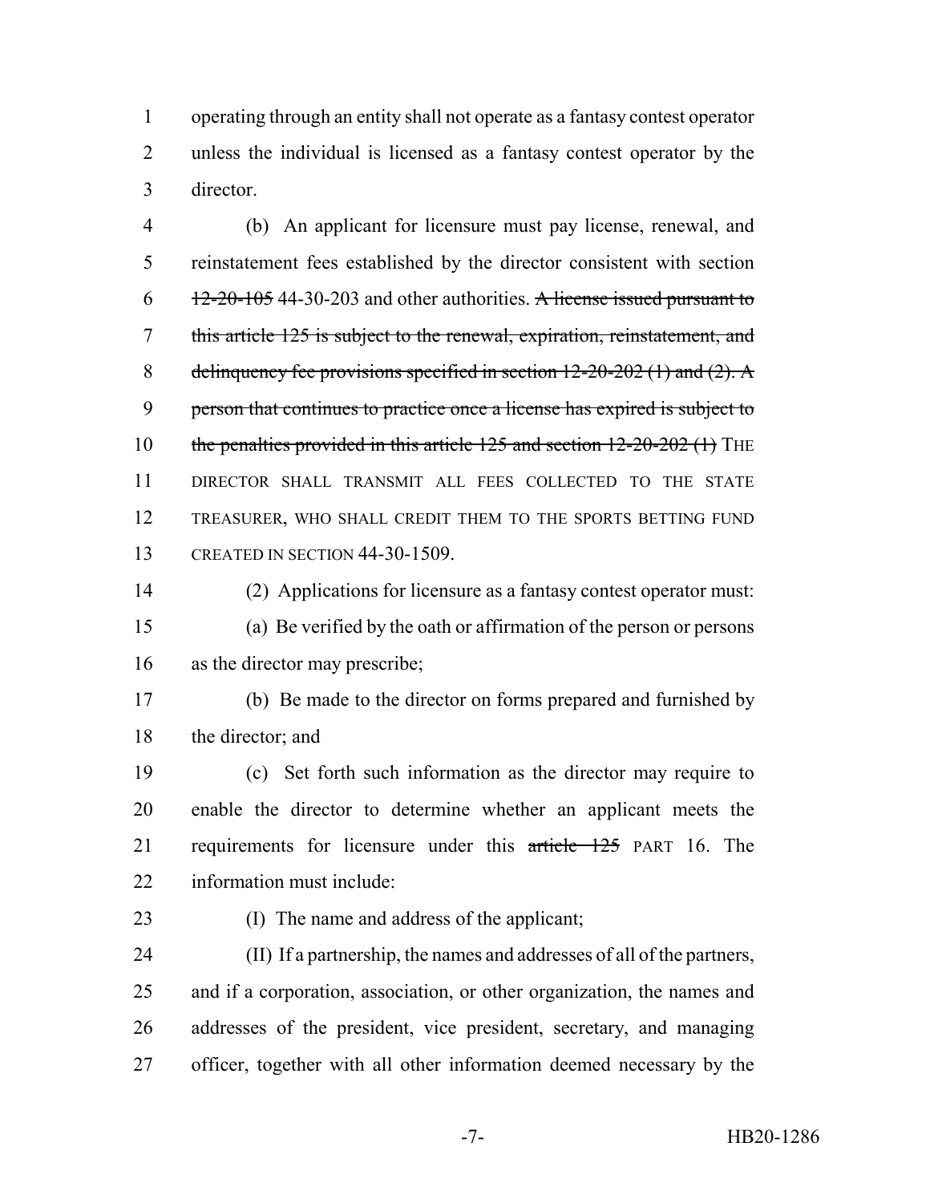operating through an entity shall not operate as a fantasy contest operator unless the individual is licensed as a fantasy contest operator by the director.

(b) An applicant for licensure must pay license, renewal, and reinstatement fees established by the director consistent with section ~~12-20-105~~ 44-30-203 and other authorities. ~~A license issued pursuant to this article 125 is subject to the renewal, expiration, reinstatement, and delinquency fee provisions specified in section 12-20-202 (1) and (2). A person that continues to practice once a license has expired is subject to the penalties provided in this article 125 and section 12-20-202 (1)~~ THE DIRECTOR SHALL TRANSMIT ALL FEES COLLECTED TO THE STATE TREASURER, WHO SHALL CREDIT THEM TO THE SPORTS BETTING FUND CREATED IN SECTION 44-30-1509.

(2) Applications for licensure as a fantasy contest operator must:

(a) Be verified by the oath or affirmation of the person or persons as the director may prescribe;

(b) Be made to the director on forms prepared and furnished by the director; and

(c) Set forth such information as the director may require to enable the director to determine whether an applicant meets the requirements for licensure under this ~~article 125~~ PART 16. The information must include:

(I) The name and address of the applicant;

(II) If a partnership, the names and addresses of all of the partners, and if a corporation, association, or other organization, the names and addresses of the president, vice president, secretary, and managing officer, together with all other information deemed necessary by the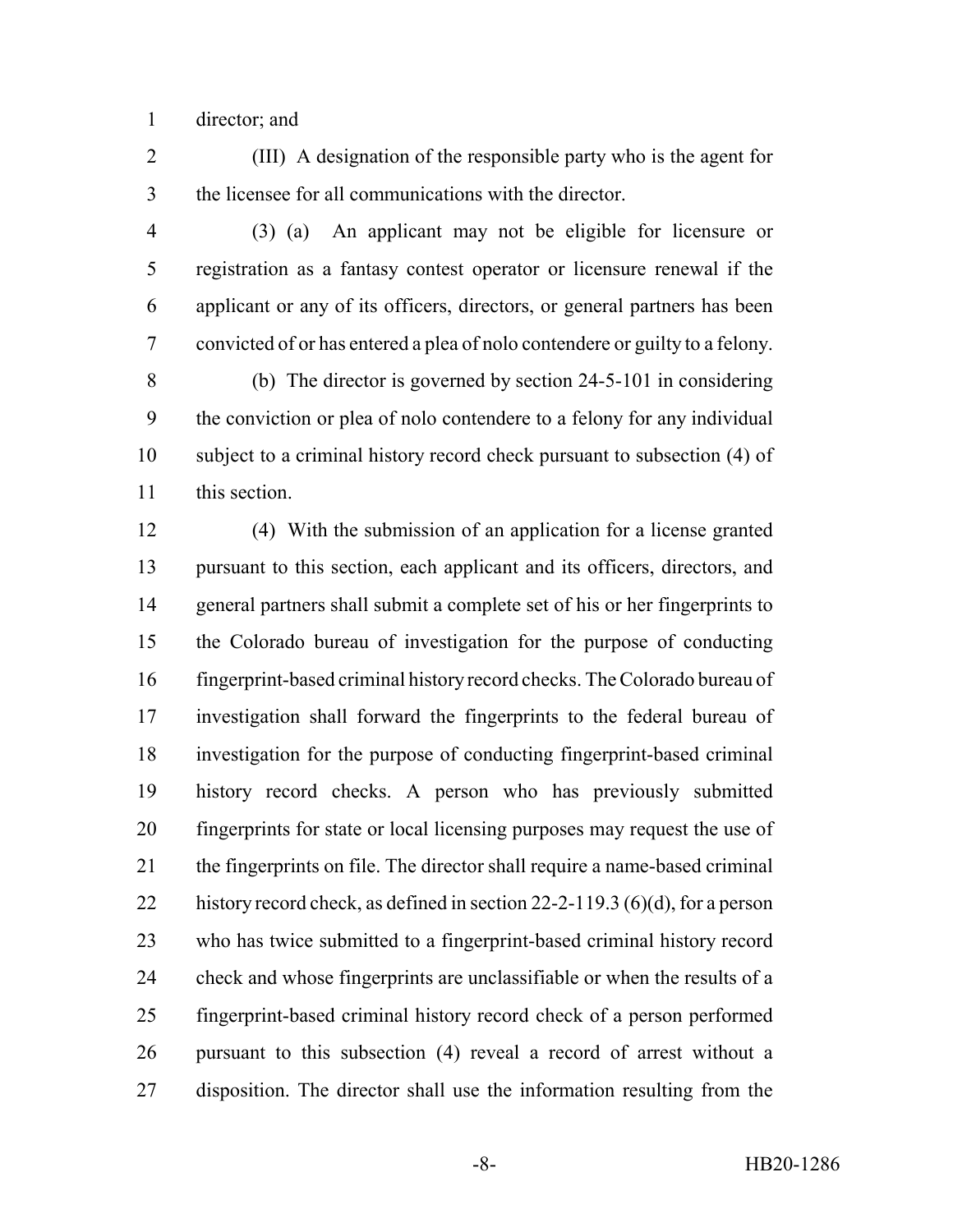director; and

(III) A designation of the responsible party who is the agent for the licensee for all communications with the director.

(3) (a) An applicant may not be eligible for licensure or registration as a fantasy contest operator or licensure renewal if the applicant or any of its officers, directors, or general partners has been convicted of or has entered a plea of nolo contendere or guilty to a felony.

(b) The director is governed by section 24-5-101 in considering the conviction or plea of nolo contendere to a felony for any individual subject to a criminal history record check pursuant to subsection (4) of this section.

(4) With the submission of an application for a license granted pursuant to this section, each applicant and its officers, directors, and general partners shall submit a complete set of his or her fingerprints to the Colorado bureau of investigation for the purpose of conducting fingerprint-based criminal history record checks. The Colorado bureau of investigation shall forward the fingerprints to the federal bureau of investigation for the purpose of conducting fingerprint-based criminal history record checks. A person who has previously submitted fingerprints for state or local licensing purposes may request the use of the fingerprints on file. The director shall require a name-based criminal history record check, as defined in section 22-2-119.3 (6)(d), for a person who has twice submitted to a fingerprint-based criminal history record check and whose fingerprints are unclassifiable or when the results of a fingerprint-based criminal history record check of a person performed pursuant to this subsection (4) reveal a record of arrest without a disposition. The director shall use the information resulting from the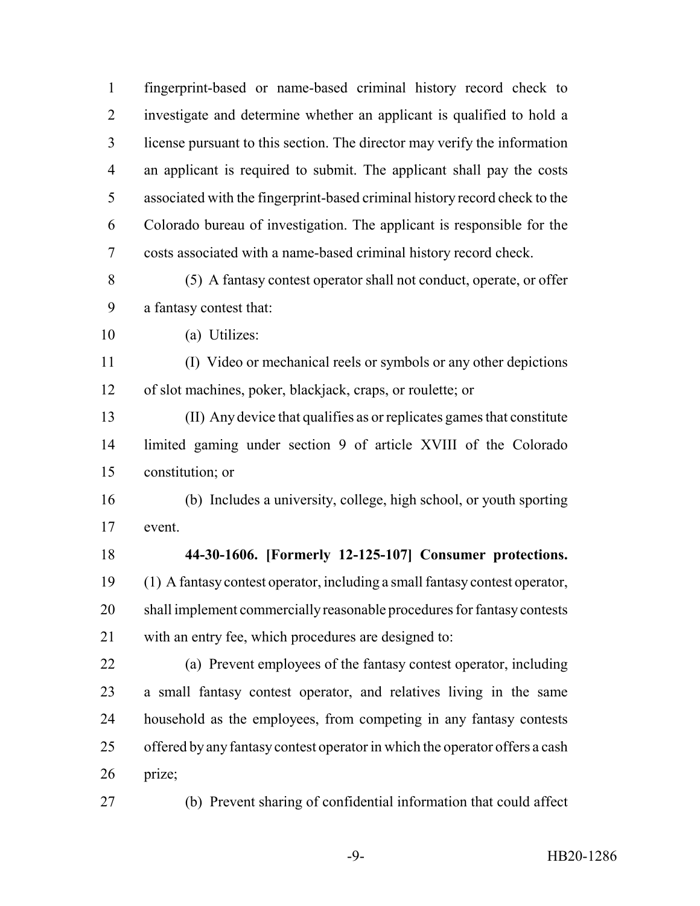fingerprint-based or name-based criminal history record check to investigate and determine whether an applicant is qualified to hold a license pursuant to this section. The director may verify the information an applicant is required to submit. The applicant shall pay the costs associated with the fingerprint-based criminal history record check to the Colorado bureau of investigation. The applicant is responsible for the costs associated with a name-based criminal history record check.

(5) A fantasy contest operator shall not conduct, operate, or offer a fantasy contest that:

(a) Utilizes:

(I) Video or mechanical reels or symbols or any other depictions of slot machines, poker, blackjack, craps, or roulette; or

(II) Any device that qualifies as or replicates games that constitute limited gaming under section 9 of article XVIII of the Colorado constitution; or

(b) Includes a university, college, high school, or youth sporting event.

**44-30-1606. [Formerly 12-125-107] Consumer protections.** (1) A fantasy contest operator, including a small fantasy contest operator, shall implement commercially reasonable procedures for fantasy contests with an entry fee, which procedures are designed to:

(a) Prevent employees of the fantasy contest operator, including a small fantasy contest operator, and relatives living in the same household as the employees, from competing in any fantasy contests offered by any fantasy contest operator in which the operator offers a cash prize;

(b) Prevent sharing of confidential information that could affect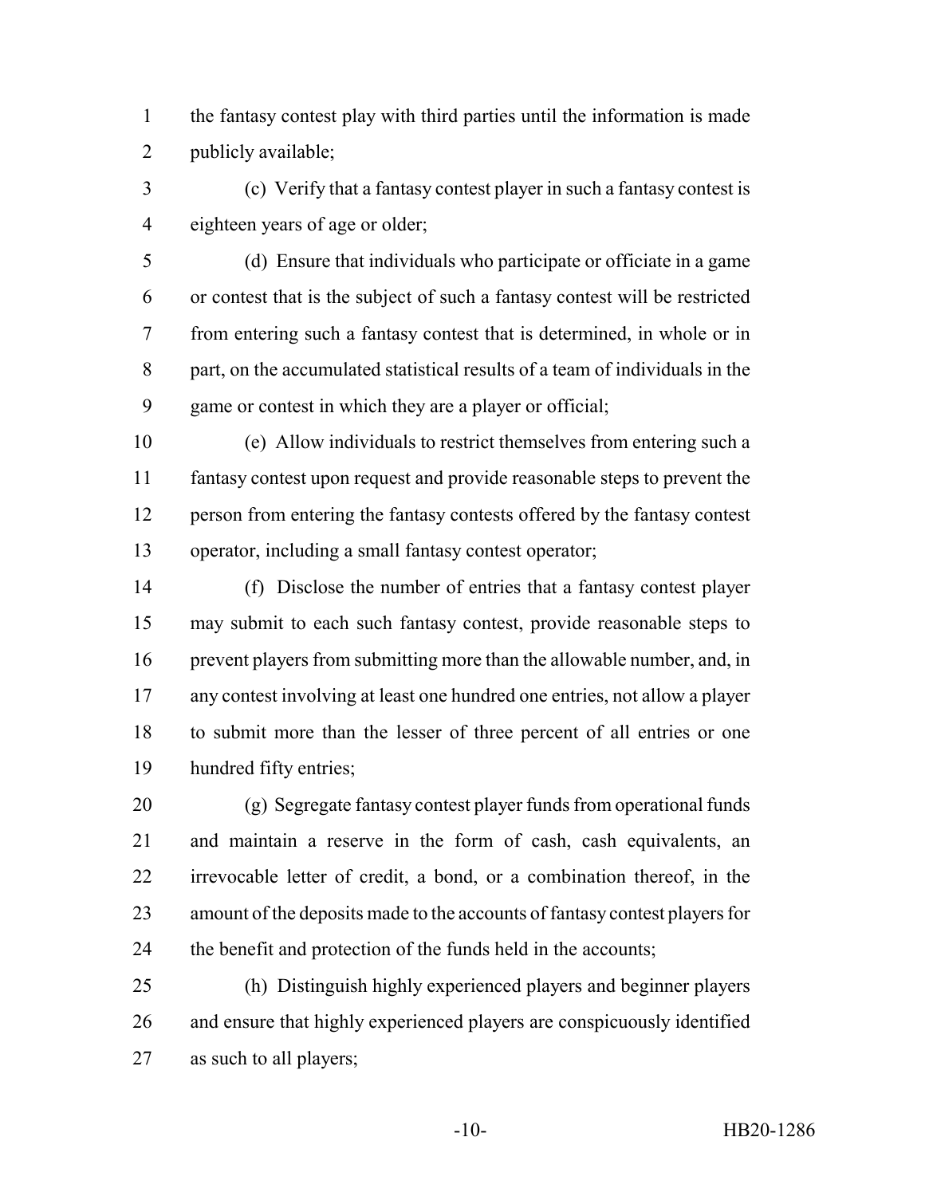the fantasy contest play with third parties until the information is made publicly available;

(c) Verify that a fantasy contest player in such a fantasy contest is eighteen years of age or older;

(d) Ensure that individuals who participate or officiate in a game or contest that is the subject of such a fantasy contest will be restricted from entering such a fantasy contest that is determined, in whole or in part, on the accumulated statistical results of a team of individuals in the game or contest in which they are a player or official;

(e) Allow individuals to restrict themselves from entering such a fantasy contest upon request and provide reasonable steps to prevent the person from entering the fantasy contests offered by the fantasy contest operator, including a small fantasy contest operator;

(f) Disclose the number of entries that a fantasy contest player may submit to each such fantasy contest, provide reasonable steps to prevent players from submitting more than the allowable number, and, in any contest involving at least one hundred one entries, not allow a player to submit more than the lesser of three percent of all entries or one hundred fifty entries;

(g) Segregate fantasy contest player funds from operational funds and maintain a reserve in the form of cash, cash equivalents, an irrevocable letter of credit, a bond, or a combination thereof, in the amount of the deposits made to the accounts of fantasy contest players for the benefit and protection of the funds held in the accounts;

(h) Distinguish highly experienced players and beginner players and ensure that highly experienced players are conspicuously identified as such to all players;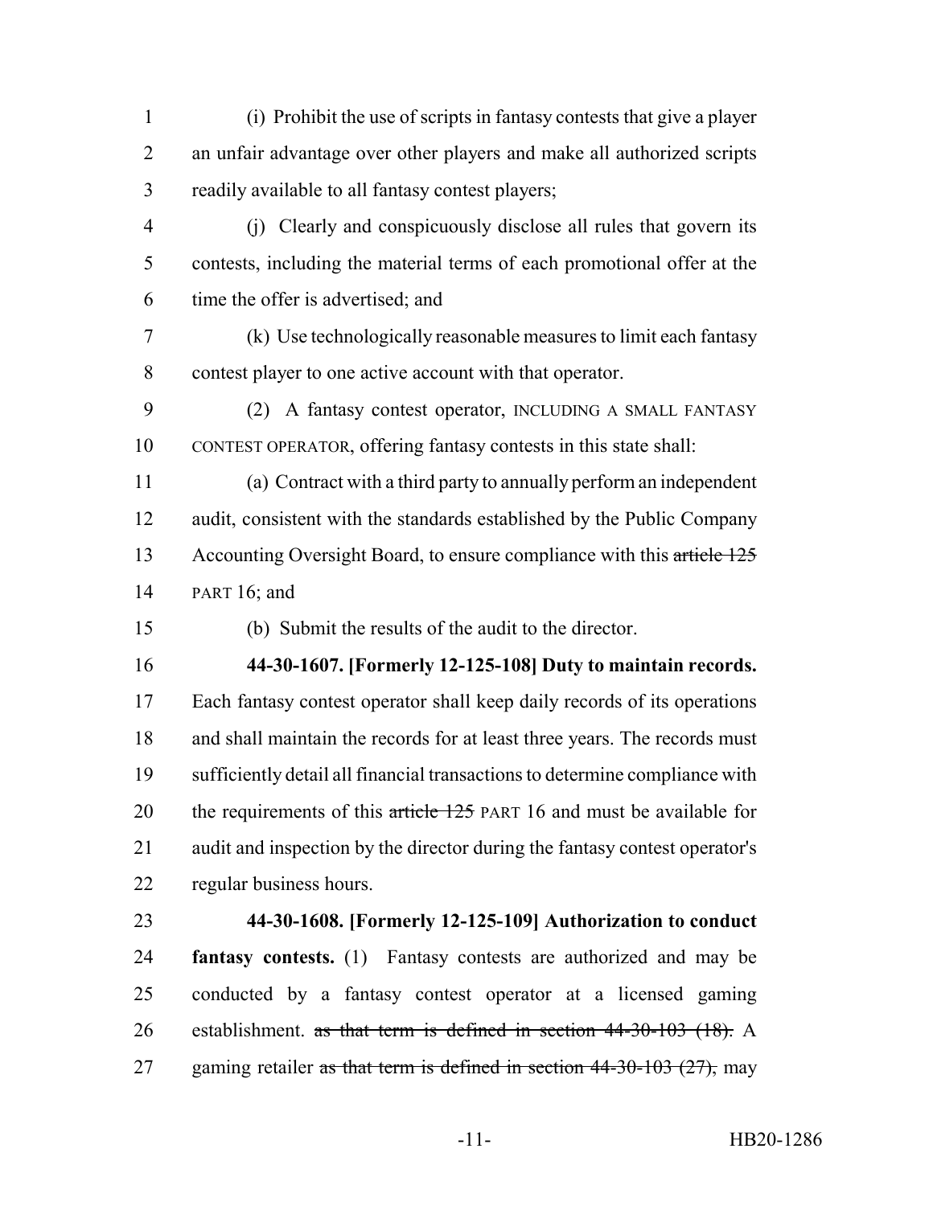(i) Prohibit the use of scripts in fantasy contests that give a player an unfair advantage over other players and make all authorized scripts readily available to all fantasy contest players;

(j) Clearly and conspicuously disclose all rules that govern its contests, including the material terms of each promotional offer at the time the offer is advertised; and

(k) Use technologically reasonable measures to limit each fantasy contest player to one active account with that operator.

(2) A fantasy contest operator, INCLUDING A SMALL FANTASY CONTEST OPERATOR, offering fantasy contests in this state shall:

(a) Contract with a third party to annually perform an independent audit, consistent with the standards established by the Public Company Accounting Oversight Board, to ensure compliance with this ~~article 125~~ PART 16; and

(b) Submit the results of the audit to the director.

**44-30-1607. [Formerly 12-125-108] Duty to maintain records.** Each fantasy contest operator shall keep daily records of its operations and shall maintain the records for at least three years. The records must sufficiently detail all financial transactions to determine compliance with the requirements of this ~~article 125~~ PART 16 and must be available for audit and inspection by the director during the fantasy contest operator's regular business hours.

**44-30-1608. [Formerly 12-125-109] Authorization to conduct fantasy contests.** (1) Fantasy contests are authorized and may be conducted by a fantasy contest operator at a licensed gaming establishment. ~~as that term is defined in section 44-30-103 (18).~~ A gaming retailer ~~as that term is defined in section 44-30-103 (27),~~ may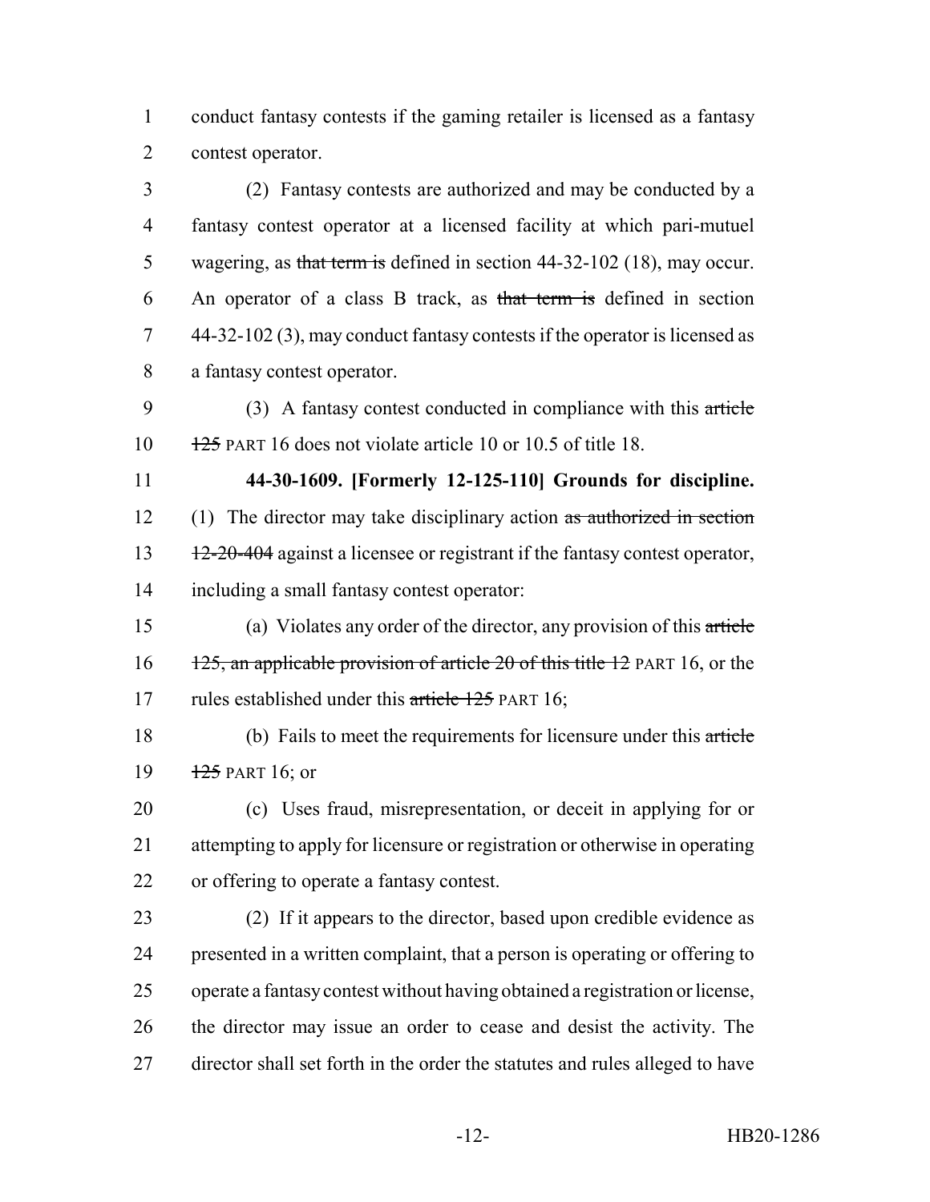conduct fantasy contests if the gaming retailer is licensed as a fantasy contest operator.

(2) Fantasy contests are authorized and may be conducted by a fantasy contest operator at a licensed facility at which pari-mutuel wagering, as ~~that term is~~ defined in section 44-32-102 (18), may occur. An operator of a class B track, as ~~that term is~~ defined in section 44-32-102 (3), may conduct fantasy contests if the operator is licensed as a fantasy contest operator.

(3) A fantasy contest conducted in compliance with this ~~article 125~~ PART 16 does not violate article 10 or 10.5 of title 18.

**44-30-1609. [Formerly 12-125-110] Grounds for discipline.** (1) The director may take disciplinary action ~~as authorized in section 12-20-404~~ against a licensee or registrant if the fantasy contest operator, including a small fantasy contest operator:

(a) Violates any order of the director, any provision of this ~~article 125, an applicable provision of article 20 of this title 12~~ PART 16, or the rules established under this ~~article 125~~ PART 16;

(b) Fails to meet the requirements for licensure under this ~~article 125~~ PART 16; or

(c) Uses fraud, misrepresentation, or deceit in applying for or attempting to apply for licensure or registration or otherwise in operating or offering to operate a fantasy contest.

(2) If it appears to the director, based upon credible evidence as presented in a written complaint, that a person is operating or offering to operate a fantasy contest without having obtained a registration or license, the director may issue an order to cease and desist the activity. The director shall set forth in the order the statutes and rules alleged to have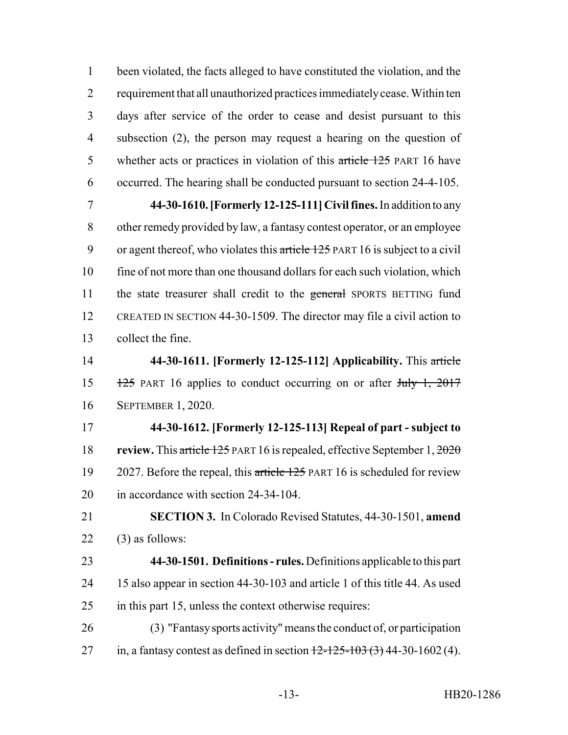been violated, the facts alleged to have constituted the violation, and the requirement that all unauthorized practices immediately cease. Within ten days after service of the order to cease and desist pursuant to this subsection (2), the person may request a hearing on the question of whether acts or practices in violation of this ~~article 125~~ PART 16 have occurred. The hearing shall be conducted pursuant to section 24-4-105.

**44-30-1610. [Formerly 12-125-111] Civil fines.** In addition to any other remedy provided by law, a fantasy contest operator, or an employee or agent thereof, who violates this ~~article 125~~ PART 16 is subject to a civil fine of not more than one thousand dollars for each such violation, which the state treasurer shall credit to the ~~general~~ SPORTS BETTING fund CREATED IN SECTION 44-30-1509. The director may file a civil action to collect the fine.

**44-30-1611. [Formerly 12-125-112] Applicability.** This ~~article 125~~ PART 16 applies to conduct occurring on or after ~~July 1, 2017~~ SEPTEMBER 1, 2020.

**44-30-1612. [Formerly 12-125-113] Repeal of part - subject to review.** This ~~article 125~~ PART 16 is repealed, effective September 1, ~~2020~~ 2027. Before the repeal, this ~~article 125~~ PART 16 is scheduled for review in accordance with section 24-34-104.

**SECTION 3.** In Colorado Revised Statutes, 44-30-1501, **amend** (3) as follows:

**44-30-1501. Definitions - rules.** Definitions applicable to this part 15 also appear in section 44-30-103 and article 1 of this title 44. As used in this part 15, unless the context otherwise requires:

(3) "Fantasy sports activity" means the conduct of, or participation in, a fantasy contest as defined in section ~~12-125-103 (3)~~ 44-30-1602 (4).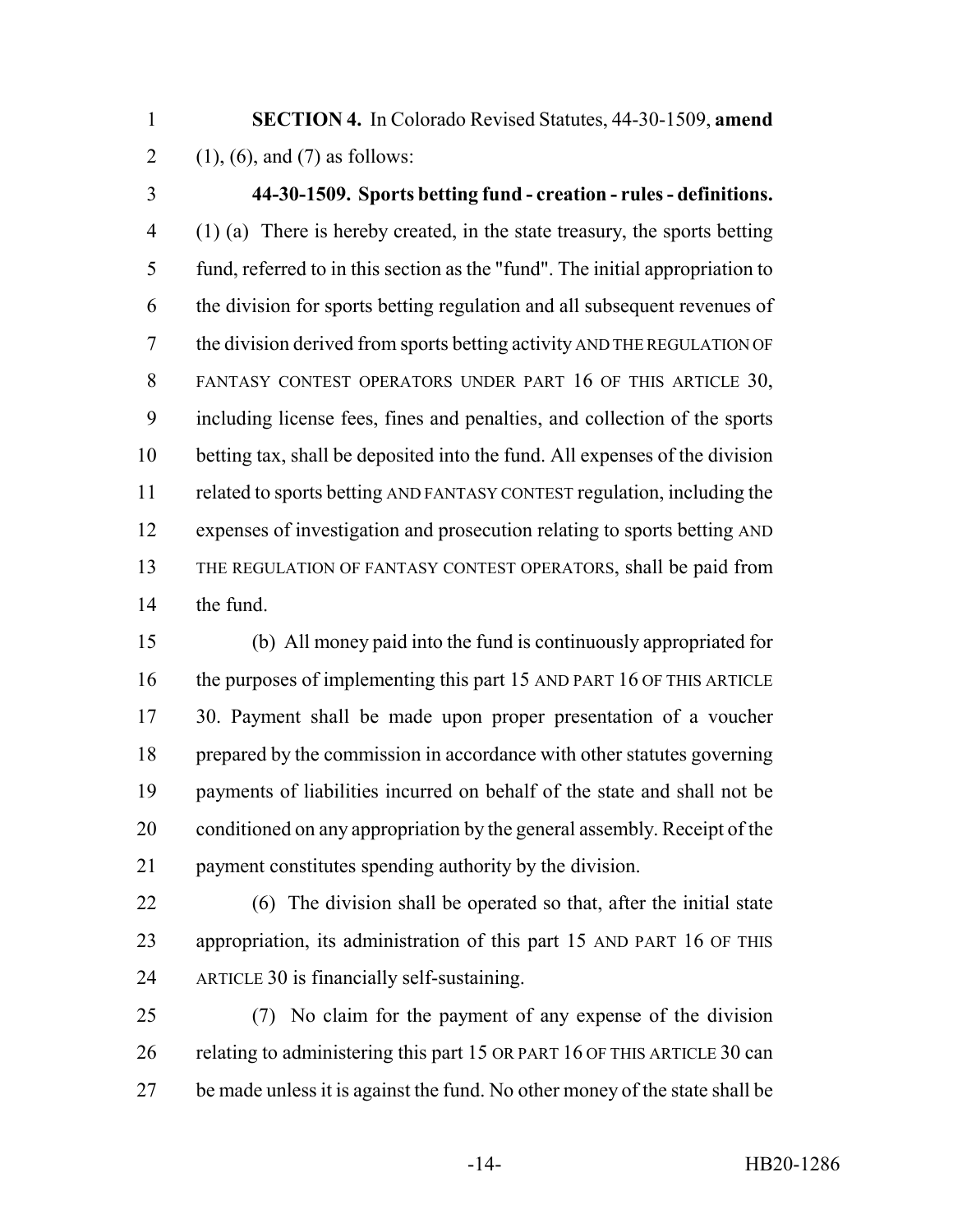**SECTION 4.** In Colorado Revised Statutes, 44-30-1509, **amend** (1), (6), and (7) as follows:

**44-30-1509. Sports betting fund - creation - rules - definitions.** (1) (a) There is hereby created, in the state treasury, the sports betting fund, referred to in this section as the "fund". The initial appropriation to the division for sports betting regulation and all subsequent revenues of the division derived from sports betting activity AND THE REGULATION OF FANTASY CONTEST OPERATORS UNDER PART 16 OF THIS ARTICLE 30, including license fees, fines and penalties, and collection of the sports betting tax, shall be deposited into the fund. All expenses of the division related to sports betting AND FANTASY CONTEST regulation, including the expenses of investigation and prosecution relating to sports betting AND THE REGULATION OF FANTASY CONTEST OPERATORS, shall be paid from the fund.

(b) All money paid into the fund is continuously appropriated for the purposes of implementing this part 15 AND PART 16 OF THIS ARTICLE 30. Payment shall be made upon proper presentation of a voucher prepared by the commission in accordance with other statutes governing payments of liabilities incurred on behalf of the state and shall not be conditioned on any appropriation by the general assembly. Receipt of the payment constitutes spending authority by the division.

(6) The division shall be operated so that, after the initial state appropriation, its administration of this part 15 AND PART 16 OF THIS ARTICLE 30 is financially self-sustaining.

(7) No claim for the payment of any expense of the division relating to administering this part 15 OR PART 16 OF THIS ARTICLE 30 can be made unless it is against the fund. No other money of the state shall be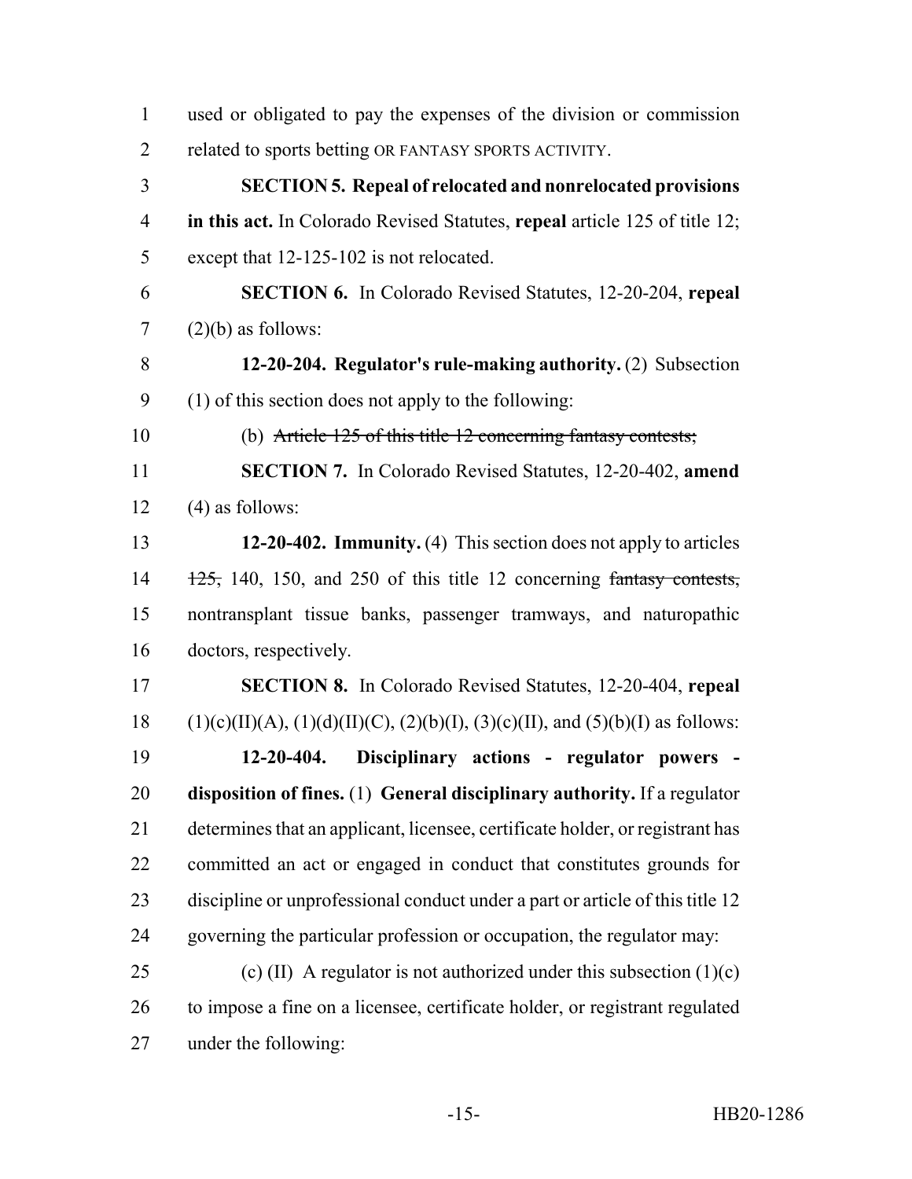used or obligated to pay the expenses of the division or commission related to sports betting OR FANTASY SPORTS ACTIVITY.

**SECTION 5. Repeal of relocated and nonrelocated provisions in this act.** In Colorado Revised Statutes, **repeal** article 125 of title 12; except that 12-125-102 is not relocated.

**SECTION 6.** In Colorado Revised Statutes, 12-20-204, **repeal** (2)(b) as follows:

**12-20-204. Regulator's rule-making authority.** (2) Subsection (1) of this section does not apply to the following:

(b) ~~Article 125 of this title 12 concerning fantasy contests;~~

**SECTION 7.** In Colorado Revised Statutes, 12-20-402, **amend** (4) as follows:

**12-20-402. Immunity.** (4) This section does not apply to articles ~~125,~~ 140, 150, and 250 of this title 12 concerning ~~fantasy contests,~~ nontransplant tissue banks, passenger tramways, and naturopathic doctors, respectively.

**SECTION 8.** In Colorado Revised Statutes, 12-20-404, **repeal** (1)(c)(II)(A), (1)(d)(II)(C), (2)(b)(I), (3)(c)(II), and (5)(b)(I) as follows:

**12-20-404. Disciplinary actions - regulator powers - disposition of fines.** (1) **General disciplinary authority.** If a regulator determines that an applicant, licensee, certificate holder, or registrant has committed an act or engaged in conduct that constitutes grounds for discipline or unprofessional conduct under a part or article of this title 12 governing the particular profession or occupation, the regulator may:

(c) (II) A regulator is not authorized under this subsection (1)(c) to impose a fine on a licensee, certificate holder, or registrant regulated under the following: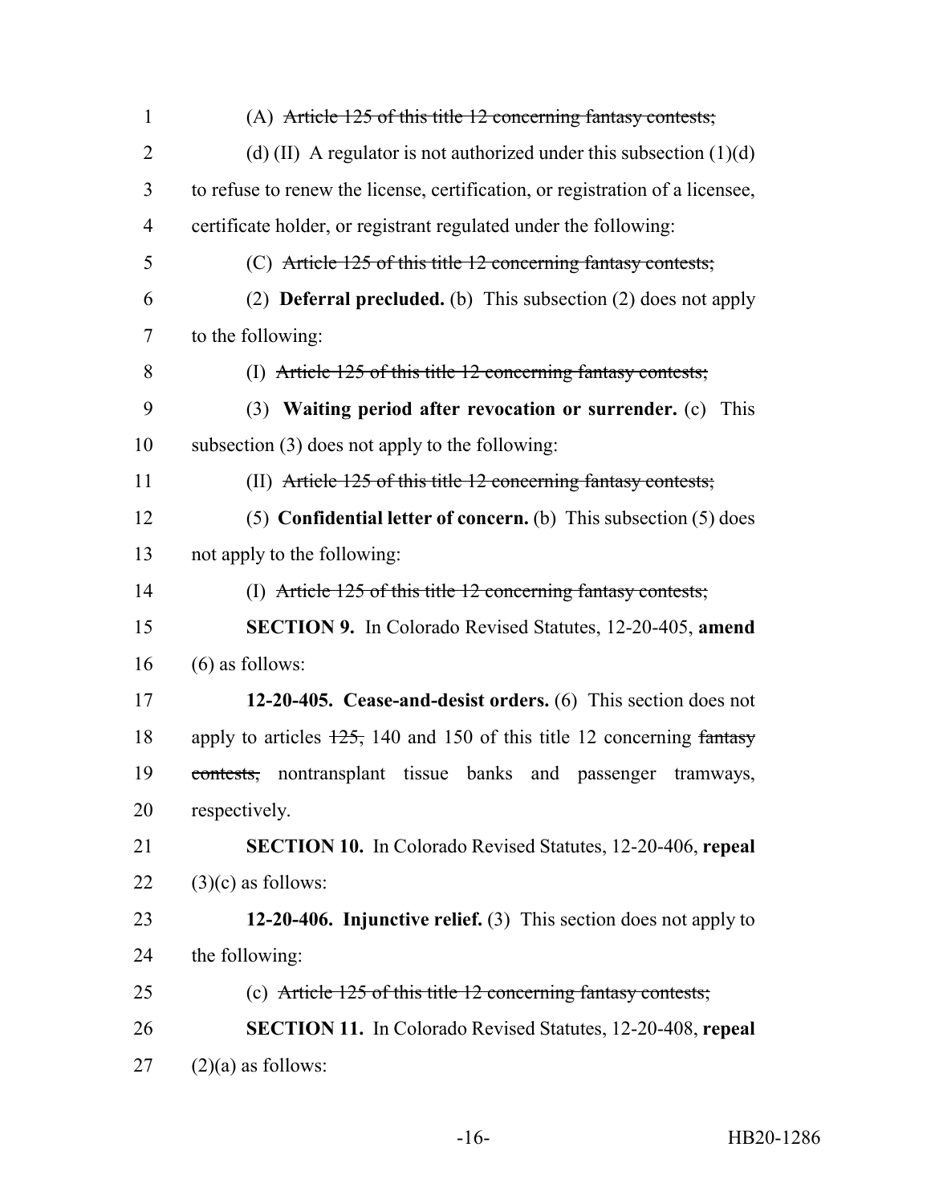(A) ~~Article 125 of this title 12 concerning fantasy contests;~~

(d) (II) A regulator is not authorized under this subsection (1)(d) to refuse to renew the license, certification, or registration of a licensee, certificate holder, or registrant regulated under the following:

(C) ~~Article 125 of this title 12 concerning fantasy contests;~~

(2) **Deferral precluded.** (b) This subsection (2) does not apply to the following:

(I) ~~Article 125 of this title 12 concerning fantasy contests;~~

(3) **Waiting period after revocation or surrender.** (c) This subsection (3) does not apply to the following:

(II) ~~Article 125 of this title 12 concerning fantasy contests;~~

(5) **Confidential letter of concern.** (b) This subsection (5) does not apply to the following:

(I) ~~Article 125 of this title 12 concerning fantasy contests;~~

**SECTION 9.** In Colorado Revised Statutes, 12-20-405, **amend** (6) as follows:

**12-20-405. Cease-and-desist orders.** (6) This section does not apply to articles ~~125,~~ 140 and 150 of this title 12 concerning ~~fantasy contests,~~ nontransplant tissue banks and passenger tramways, respectively.

**SECTION 10.** In Colorado Revised Statutes, 12-20-406, **repeal** (3)(c) as follows:

**12-20-406. Injunctive relief.** (3) This section does not apply to the following:

(c) ~~Article 125 of this title 12 concerning fantasy contests;~~

**SECTION 11.** In Colorado Revised Statutes, 12-20-408, **repeal** (2)(a) as follows: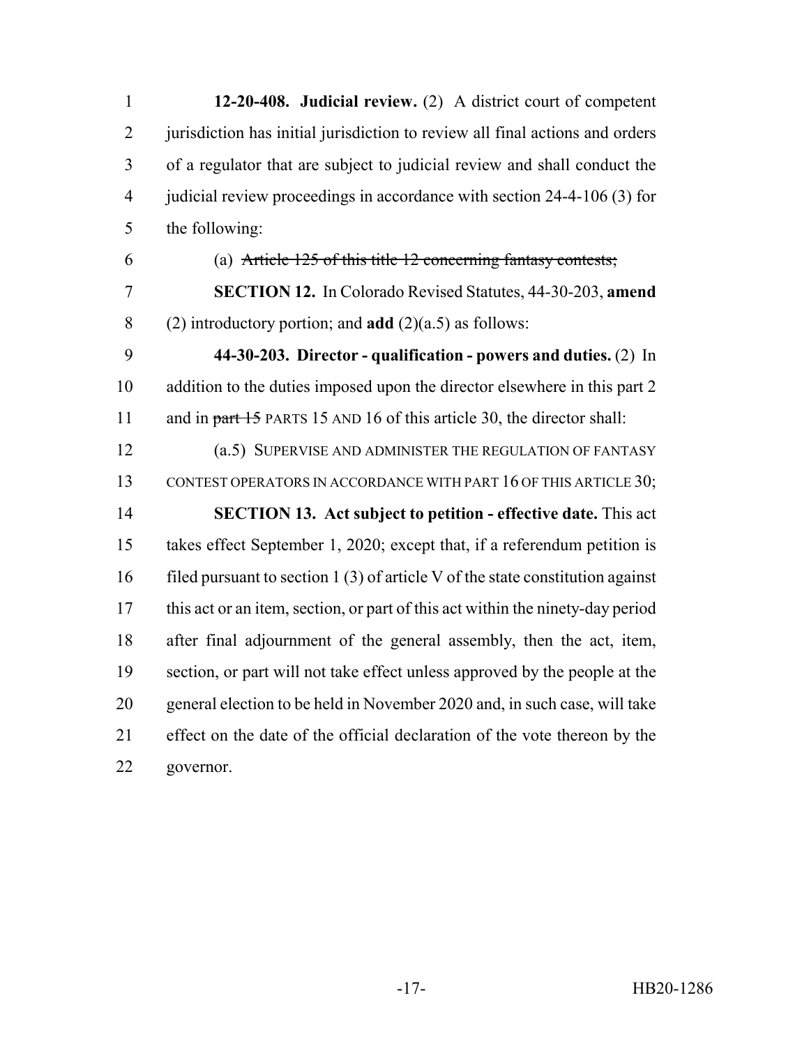**12-20-408. Judicial review.** (2) A district court of competent jurisdiction has initial jurisdiction to review all final actions and orders of a regulator that are subject to judicial review and shall conduct the judicial review proceedings in accordance with section 24-4-106 (3) for the following:

(a) ~~Article 125 of this title 12 concerning fantasy contests;~~

**SECTION 12.** In Colorado Revised Statutes, 44-30-203, **amend** (2) introductory portion; and **add** (2)(a.5) as follows:

**44-30-203. Director - qualification - powers and duties.** (2) In addition to the duties imposed upon the director elsewhere in this part 2 and in ~~part 15~~ PARTS 15 AND 16 of this article 30, the director shall:

(a.5) SUPERVISE AND ADMINISTER THE REGULATION OF FANTASY CONTEST OPERATORS IN ACCORDANCE WITH PART 16 OF THIS ARTICLE 30;

**SECTION 13. Act subject to petition - effective date.** This act takes effect September 1, 2020; except that, if a referendum petition is filed pursuant to section 1 (3) of article V of the state constitution against this act or an item, section, or part of this act within the ninety-day period after final adjournment of the general assembly, then the act, item, section, or part will not take effect unless approved by the people at the general election to be held in November 2020 and, in such case, will take effect on the date of the official declaration of the vote thereon by the governor.